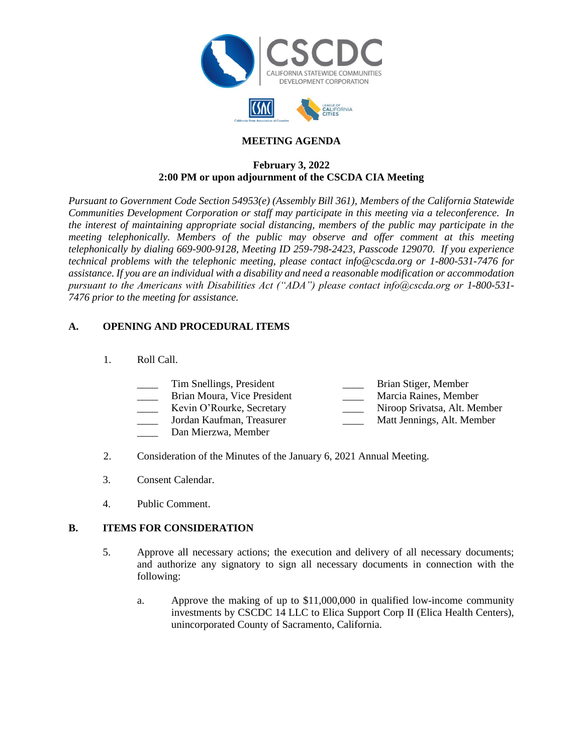# MEETING AGENDA

**February 3, 2022**
**2:00 PM or upon adjournment of the CSCDA CIA Meeting**

*Pursuant to Government Code Section 54953(e) (Assembly Bill 361), Members of the California Statewide Communities Development Corporation or staff may participate in this meeting via a teleconference. In the interest of maintaining appropriate social distancing, members of the public may participate in the meeting telephonically. Members of the public may observe and offer comment at this meeting telephonically by dialing 669-900-9128, Meeting ID 259-798-2423, Passcode 129070. If you experience technical problems with the telephonic meeting, please contact info@cscda.org or 1-800-531-7476 for assistance. If you are an individual with a disability and need a reasonable modification or accommodation pursuant to the Americans with Disabilities Act ("ADA") please contact info@cscda.org or 1-800-531-7476 prior to the meeting for assistance.*

## A. OPENING AND PROCEDURAL ITEMS

1. Roll Call.

   ____ Tim Snellings, President
   ____ Brian Moura, Vice President
   ____ Kevin O'Rourke, Secretary
   ____ Jordan Kaufman, Treasurer
   ____ Dan Mierzwa, Member
   ____ Brian Stiger, Member
   ____ Marcia Raines, Member
   ____ Niroop Srivatsa, Alt. Member
   ____ Matt Jennings, Alt. Member

2. Consideration of the Minutes of the January 6, 2021 Annual Meeting.

3. Consent Calendar.

4. Public Comment.

## B. ITEMS FOR CONSIDERATION

5. Approve all necessary actions; the execution and delivery of all necessary documents; and authorize any signatory to sign all necessary documents in connection with the following:

   a. Approve the making of up to $11,000,000 in qualified low-income community investments by CSCDC 14 LLC to Elica Support Corp II (Elica Health Centers), unincorporated County of Sacramento, California.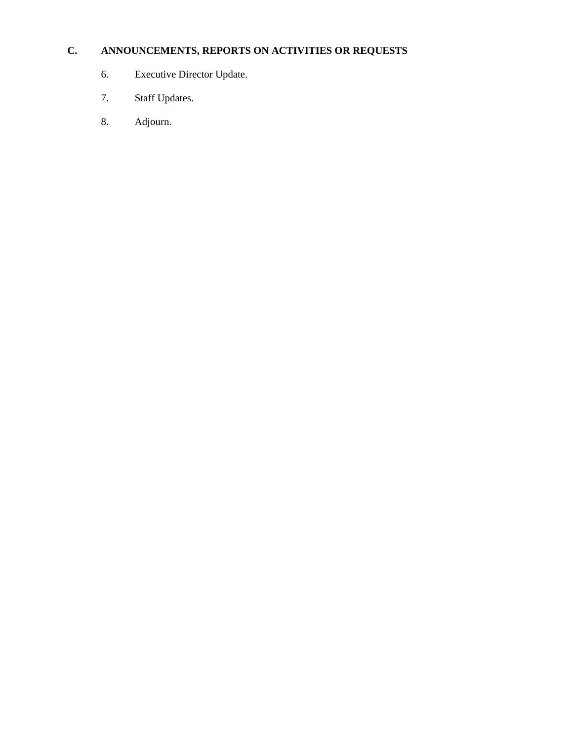## C. ANNOUNCEMENTS, REPORTS ON ACTIVITIES OR REQUESTS

6. Executive Director Update.

7. Staff Updates.

8. Adjourn.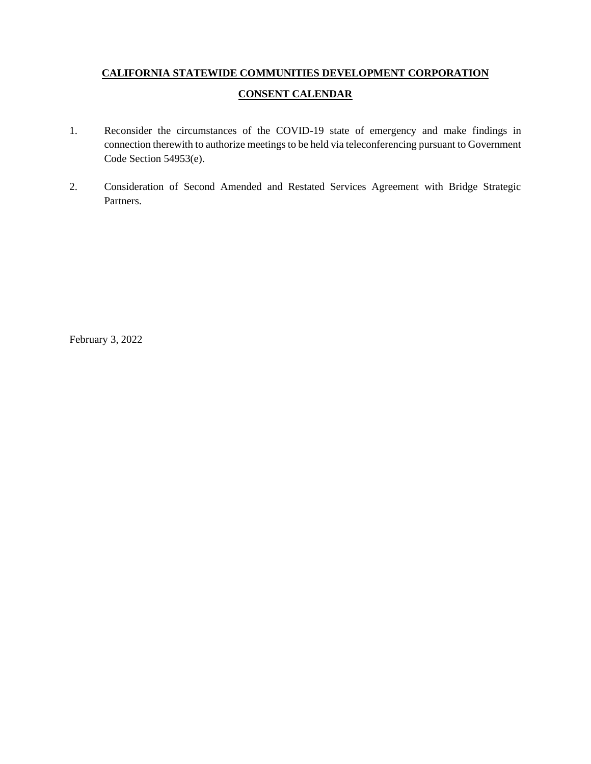**CALIFORNIA STATEWIDE COMMUNITIES DEVELOPMENT CORPORATION**

**CONSENT CALENDAR**

1. Reconsider the circumstances of the COVID-19 state of emergency and make findings in connection therewith to authorize meetings to be held via teleconferencing pursuant to Government Code Section 54953(e).

2. Consideration of Second Amended and Restated Services Agreement with Bridge Strategic Partners.

February 3, 2022